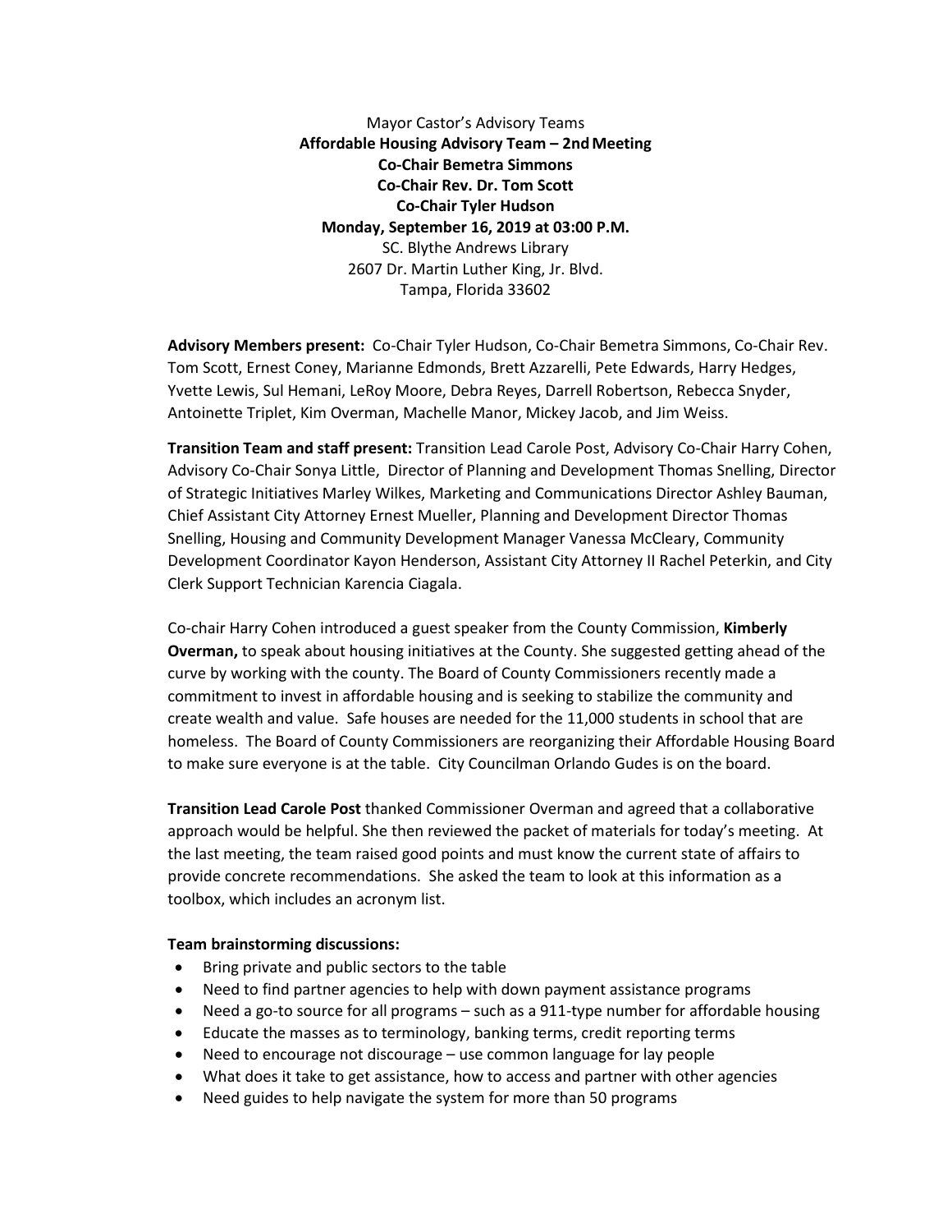Mayor Castor's Advisory Teams

**Affordable Housing Advisory Team – 2nd Meeting**

**Co-Chair Bemetra Simmons**

**Co-Chair Rev. Dr. Tom Scott**

**Co-Chair Tyler Hudson**

**Monday, September 16, 2019 at 03:00 P.M.**

SC. Blythe Andrews Library

2607 Dr. Martin Luther King, Jr. Blvd.

Tampa, Florida 33602

**Advisory Members present:** Co-Chair Tyler Hudson, Co-Chair Bemetra Simmons, Co-Chair Rev. Tom Scott, Ernest Coney, Marianne Edmonds, Brett Azzarelli, Pete Edwards, Harry Hedges, Yvette Lewis, Sul Hemani, LeRoy Moore, Debra Reyes, Darrell Robertson, Rebecca Snyder, Antoinette Triplet, Kim Overman, Machelle Manor, Mickey Jacob, and Jim Weiss.

**Transition Team and staff present:** Transition Lead Carole Post, Advisory Co-Chair Harry Cohen, Advisory Co-Chair Sonya Little, Director of Planning and Development Thomas Snelling, Director of Strategic Initiatives Marley Wilkes, Marketing and Communications Director Ashley Bauman, Chief Assistant City Attorney Ernest Mueller, Planning and Development Director Thomas Snelling, Housing and Community Development Manager Vanessa McCleary, Community Development Coordinator Kayon Henderson, Assistant City Attorney II Rachel Peterkin, and City Clerk Support Technician Karencia Ciagala.

Co-chair Harry Cohen introduced a guest speaker from the County Commission, **Kimberly Overman,** to speak about housing initiatives at the County. She suggested getting ahead of the curve by working with the county. The Board of County Commissioners recently made a commitment to invest in affordable housing and is seeking to stabilize the community and create wealth and value. Safe houses are needed for the 11,000 students in school that are homeless. The Board of County Commissioners are reorganizing their Affordable Housing Board to make sure everyone is at the table. City Councilman Orlando Gudes is on the board.

**Transition Lead Carole Post** thanked Commissioner Overman and agreed that a collaborative approach would be helpful. She then reviewed the packet of materials for today's meeting. At the last meeting, the team raised good points and must know the current state of affairs to provide concrete recommendations. She asked the team to look at this information as a toolbox, which includes an acronym list.

**Team brainstorming discussions:**

- Bring private and public sectors to the table
- Need to find partner agencies to help with down payment assistance programs
- Need a go-to source for all programs – such as a 911-type number for affordable housing
- Educate the masses as to terminology, banking terms, credit reporting terms
- Need to encourage not discourage – use common language for lay people
- What does it take to get assistance, how to access and partner with other agencies
- Need guides to help navigate the system for more than 50 programs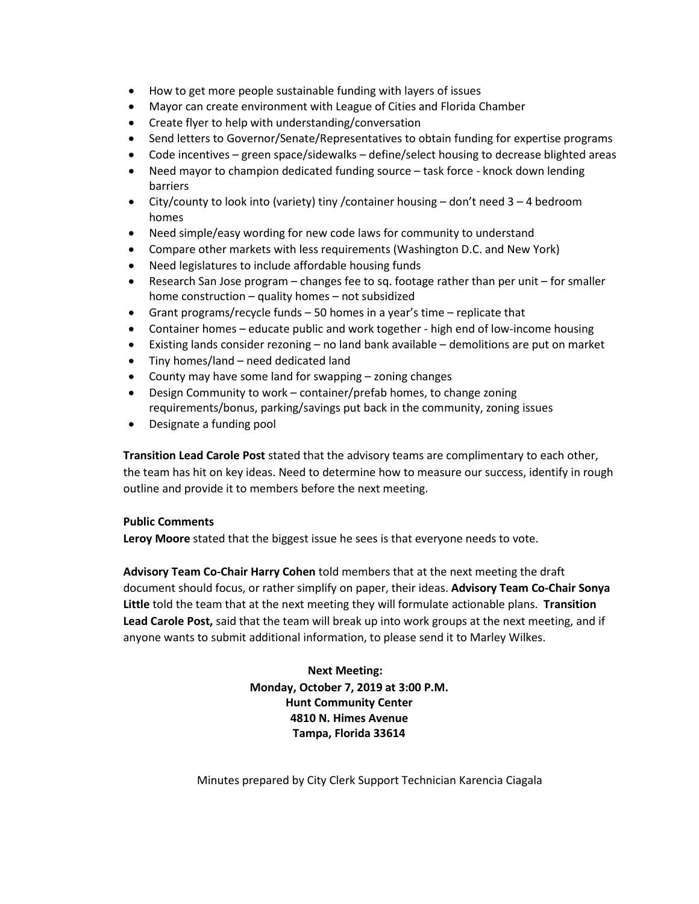- How to get more people sustainable funding with layers of issues
- Mayor can create environment with League of Cities and Florida Chamber
- Create flyer to help with understanding/conversation
- Send letters to Governor/Senate/Representatives to obtain funding for expertise programs
- Code incentives – green space/sidewalks – define/select housing to decrease blighted areas
- Need mayor to champion dedicated funding source – task force - knock down lending barriers
- City/county to look into (variety) tiny /container housing – don't need 3 – 4 bedroom homes
- Need simple/easy wording for new code laws for community to understand
- Compare other markets with less requirements (Washington D.C. and New York)
- Need legislatures to include affordable housing funds
- Research San Jose program – changes fee to sq. footage rather than per unit – for smaller home construction – quality homes – not subsidized
- Grant programs/recycle funds – 50 homes in a year's time – replicate that
- Container homes – educate public and work together - high end of low-income housing
- Existing lands consider rezoning – no land bank available – demolitions are put on market
- Tiny homes/land – need dedicated land
- County may have some land for swapping – zoning changes
- Design Community to work – container/prefab homes, to change zoning requirements/bonus, parking/savings put back in the community, zoning issues
- Designate a funding pool

**Transition Lead Carole Post** stated that the advisory teams are complimentary to each other, the team has hit on key ideas. Need to determine how to measure our success, identify in rough outline and provide it to members before the next meeting.

**Public Comments**

**Leroy Moore** stated that the biggest issue he sees is that everyone needs to vote.

**Advisory Team Co-Chair Harry Cohen** told members that at the next meeting the draft document should focus, or rather simplify on paper, their ideas. **Advisory Team Co-Chair Sonya Little** told the team that at the next meeting they will formulate actionable plans. **Transition Lead Carole Post,** said that the team will break up into work groups at the next meeting, and if anyone wants to submit additional information, to please send it to Marley Wilkes.

**Next Meeting:**
**Monday, October 7, 2019 at 3:00 P.M.**
**Hunt Community Center**
**4810 N. Himes Avenue**
**Tampa, Florida 33614**

Minutes prepared by City Clerk Support Technician Karencia Ciagala